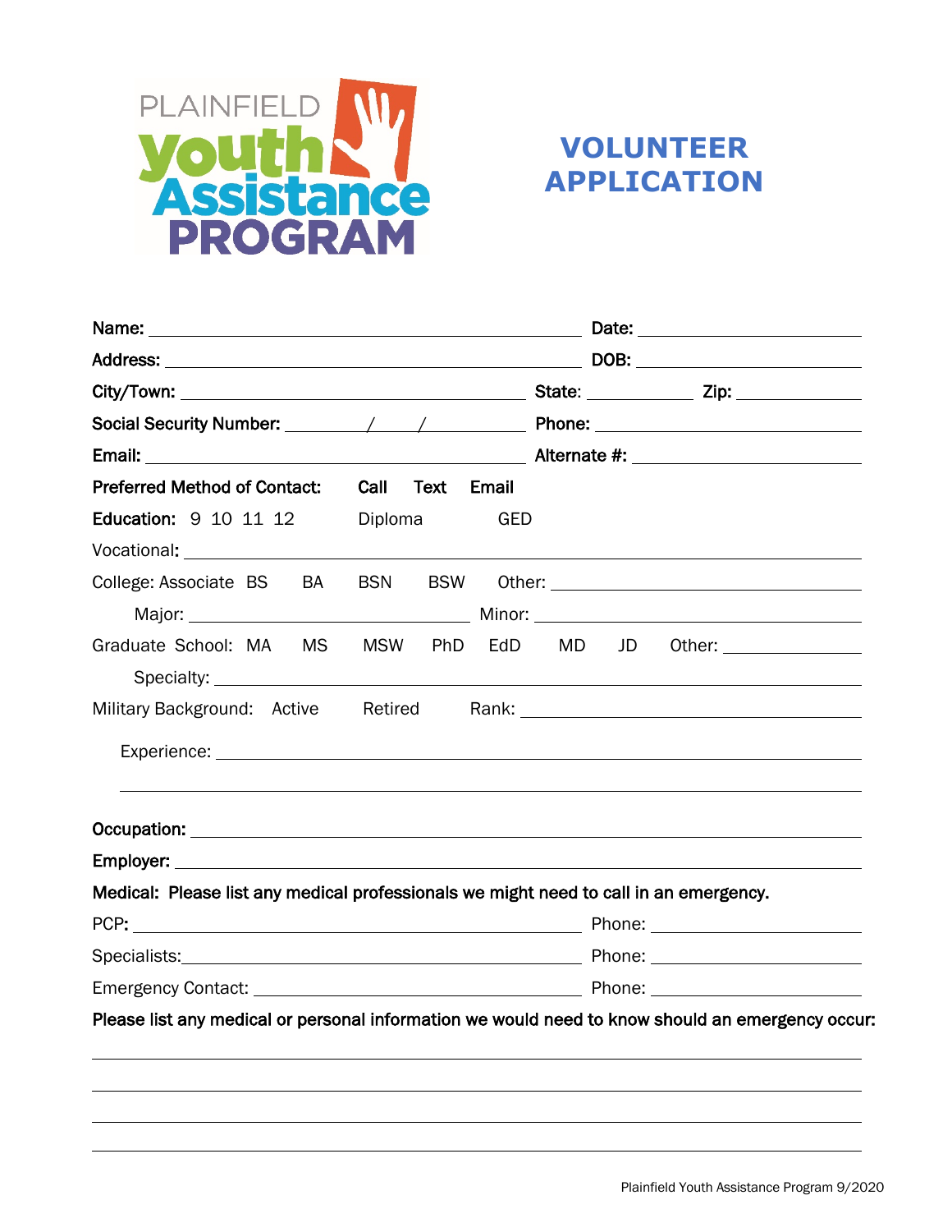PLAINFIELD youth Assistance PROGRAM

# VOLUNTEER APPLICATION

**Name:** \_\_\_\_\_\_\_\_\_\_\_\_\_\_\_\_\_\_\_\_\_\_\_\_\_\_\_\_\_\_\_\_\_\_\_\_\_\_\_\_ **Date:** \_\_\_\_\_\_\_\_\_\_\_\_\_\_\_\_\_\_\_\_

**Address:** \_\_\_\_\_\_\_\_\_\_\_\_\_\_\_\_\_\_\_\_\_\_\_\_\_\_\_\_\_\_\_\_\_\_\_\_\_\_ **DOB:** \_\_\_\_\_\_\_\_\_\_\_\_\_\_\_\_\_\_\_\_

**City/Town:** \_\_\_\_\_\_\_\_\_\_\_\_\_\_\_\_\_\_\_\_\_\_\_\_\_\_\_\_\_\_\_\_\_ **State:** \_\_\_\_\_\_\_\_\_\_ **Zip:** \_\_\_\_\_\_\_\_\_\_\_\_

**Social Security Number:** \_\_\_\_\_\_\_/\_\_\_\_\_/\_\_\_\_\_\_\_\_\_ **Phone:** \_\_\_\_\_\_\_\_\_\_\_\_\_\_\_\_\_\_\_\_\_\_\_\_\_\_

**Email:** \_\_\_\_\_\_\_\_\_\_\_\_\_\_\_\_\_\_\_\_\_\_\_\_\_\_\_\_\_\_\_\_\_\_\_\_\_\_ **Alternate #:** \_\_\_\_\_\_\_\_\_\_\_\_\_\_\_\_\_\_\_\_\_\_

**Preferred Method of Contact:** Call Text Email

**Education:** 9 10 11 12 Diploma GED

Vocational: \_\_\_\_\_\_\_\_\_\_\_\_\_\_\_\_\_\_\_\_\_\_\_\_\_\_\_\_\_\_\_\_\_\_\_\_\_\_\_\_\_\_\_\_\_\_\_\_\_\_\_\_\_\_\_\_\_\_\_\_\_\_\_\_\_

College: Associate BS BA BSN BSW Other: \_\_\_\_\_\_\_\_\_\_\_\_\_\_\_\_\_\_\_\_\_\_\_\_\_\_\_\_\_

Major: \_\_\_\_\_\_\_\_\_\_\_\_\_\_\_\_\_\_\_\_\_\_\_\_\_\_\_\_ Minor: \_\_\_\_\_\_\_\_\_\_\_\_\_\_\_\_\_\_\_\_\_\_\_\_\_\_\_\_\_\_\_

Graduate School: MA MS MSW PhD EdD MD JD Other: \_\_\_\_\_\_\_\_\_\_\_\_

Specialty: \_\_\_\_\_\_\_\_\_\_\_\_\_\_\_\_\_\_\_\_\_\_\_\_\_\_\_\_\_\_\_\_\_\_\_\_\_\_\_\_\_\_\_\_\_\_\_\_\_\_\_\_\_\_\_\_\_\_\_\_\_\_\_

Military Background: Active Retired Rank: \_\_\_\_\_\_\_\_\_\_\_\_\_\_\_\_\_\_\_\_\_\_\_\_\_\_\_\_\_\_\_\_\_\_

Experience: \_\_\_\_\_\_\_\_\_\_\_\_\_\_\_\_\_\_\_\_\_\_\_\_\_\_\_\_\_\_\_\_\_\_\_\_\_\_\_\_\_\_\_\_\_\_\_\_\_\_\_\_\_\_\_\_\_\_\_\_\_\_

\_\_\_\_\_\_\_\_\_\_\_\_\_\_\_\_\_\_\_\_\_\_\_\_\_\_\_\_\_\_\_\_\_\_\_\_\_\_\_\_\_\_\_\_\_\_\_\_\_\_\_\_\_\_\_\_\_\_\_\_\_\_\_\_\_\_\_\_\_\_\_\_

**Occupation:** \_\_\_\_\_\_\_\_\_\_\_\_\_\_\_\_\_\_\_\_\_\_\_\_\_\_\_\_\_\_\_\_\_\_\_\_\_\_\_\_\_\_\_\_\_\_\_\_\_\_\_\_\_\_\_\_\_\_\_\_\_\_\_

**Employer:** \_\_\_\_\_\_\_\_\_\_\_\_\_\_\_\_\_\_\_\_\_\_\_\_\_\_\_\_\_\_\_\_\_\_\_\_\_\_\_\_\_\_\_\_\_\_\_\_\_\_\_\_\_\_\_\_\_\_\_\_\_\_\_\_\_

**Medical: Please list any medical professionals we might need to call in an emergency.**

PCP: \_\_\_\_\_\_\_\_\_\_\_\_\_\_\_\_\_\_\_\_\_\_\_\_\_\_\_\_\_\_\_\_\_\_\_\_\_\_\_\_\_\_\_ Phone: \_\_\_\_\_\_\_\_\_\_\_\_\_\_\_\_\_\_\_\_

Specialists: \_\_\_\_\_\_\_\_\_\_\_\_\_\_\_\_\_\_\_\_\_\_\_\_\_\_\_\_\_\_\_\_\_\_\_\_\_\_\_\_ Phone: \_\_\_\_\_\_\_\_\_\_\_\_\_\_\_\_\_\_\_\_

Emergency Contact: \_\_\_\_\_\_\_\_\_\_\_\_\_\_\_\_\_\_\_\_\_\_\_\_\_\_\_\_\_\_\_\_\_\_\_ Phone: \_\_\_\_\_\_\_\_\_\_\_\_\_\_\_\_\_\_\_\_

**Please list any medical or personal information we would need to know should an emergency occur:**

\_\_\_\_\_\_\_\_\_\_\_\_\_\_\_\_\_\_\_\_\_\_\_\_\_\_\_\_\_\_\_\_\_\_\_\_\_\_\_\_\_\_\_\_\_\_\_\_\_\_\_\_\_\_\_\_\_\_\_\_\_\_\_\_\_\_\_\_\_\_\_\_\_\_

\_\_\_\_\_\_\_\_\_\_\_\_\_\_\_\_\_\_\_\_\_\_\_\_\_\_\_\_\_\_\_\_\_\_\_\_\_\_\_\_\_\_\_\_\_\_\_\_\_\_\_\_\_\_\_\_\_\_\_\_\_\_\_\_\_\_\_\_\_\_\_\_\_\_

\_\_\_\_\_\_\_\_\_\_\_\_\_\_\_\_\_\_\_\_\_\_\_\_\_\_\_\_\_\_\_\_\_\_\_\_\_\_\_\_\_\_\_\_\_\_\_\_\_\_\_\_\_\_\_\_\_\_\_\_\_\_\_\_\_\_\_\_\_\_\_\_\_\_

\_\_\_\_\_\_\_\_\_\_\_\_\_\_\_\_\_\_\_\_\_\_\_\_\_\_\_\_\_\_\_\_\_\_\_\_\_\_\_\_\_\_\_\_\_\_\_\_\_\_\_\_\_\_\_\_\_\_\_\_\_\_\_\_\_\_\_\_\_\_\_\_\_\_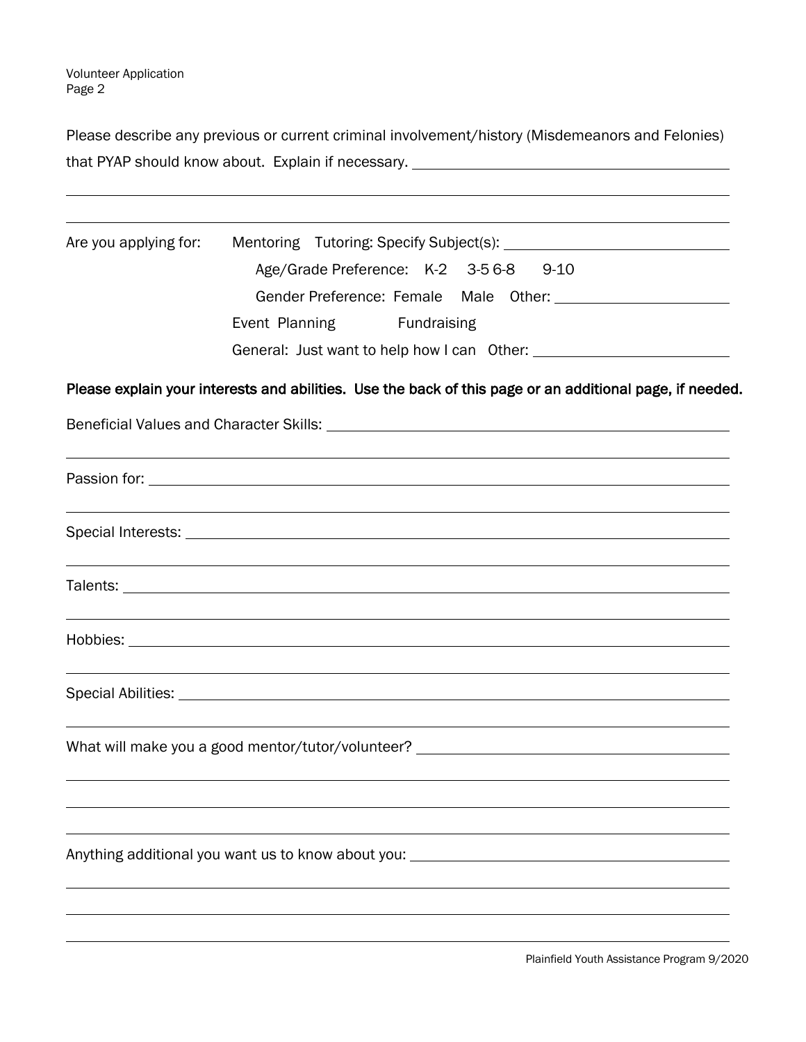Please describe any previous or current criminal involvement/history (Misdemeanors and Felonies) that PYAP should know about. Explain if necessary. ______________________________

______________________________________________________________________________

______________________________________________________________________________

Are you applying for: Mentoring Tutoring: Specify Subject(s): ______________________

Age/Grade Preference: K-2 3-5 6-8 9-10

Gender Preference: Female Male Other: ______________________

Event Planning Fundraising

General: Just want to help how I can Other: ______________________

**Please explain your interests and abilities. Use the back of this page or an additional page, if needed.**

Beneficial Values and Character Skills: ______________________________________________

______________________________________________________________________________

Passion for: ______________________________________________________________________

______________________________________________________________________________

Special Interests: __________________________________________________________________

______________________________________________________________________________

Talents: _________________________________________________________________________

______________________________________________________________________________

Hobbies: ________________________________________________________________________

______________________________________________________________________________

Special Abilities: __________________________________________________________________

______________________________________________________________________________

What will make you a good mentor/tutor/volunteer? ______________________________________

______________________________________________________________________________

______________________________________________________________________________

______________________________________________________________________________

Anything additional you want us to know about you: _____________________________________

______________________________________________________________________________

______________________________________________________________________________

______________________________________________________________________________

Plainfield Youth Assistance Program 9/2020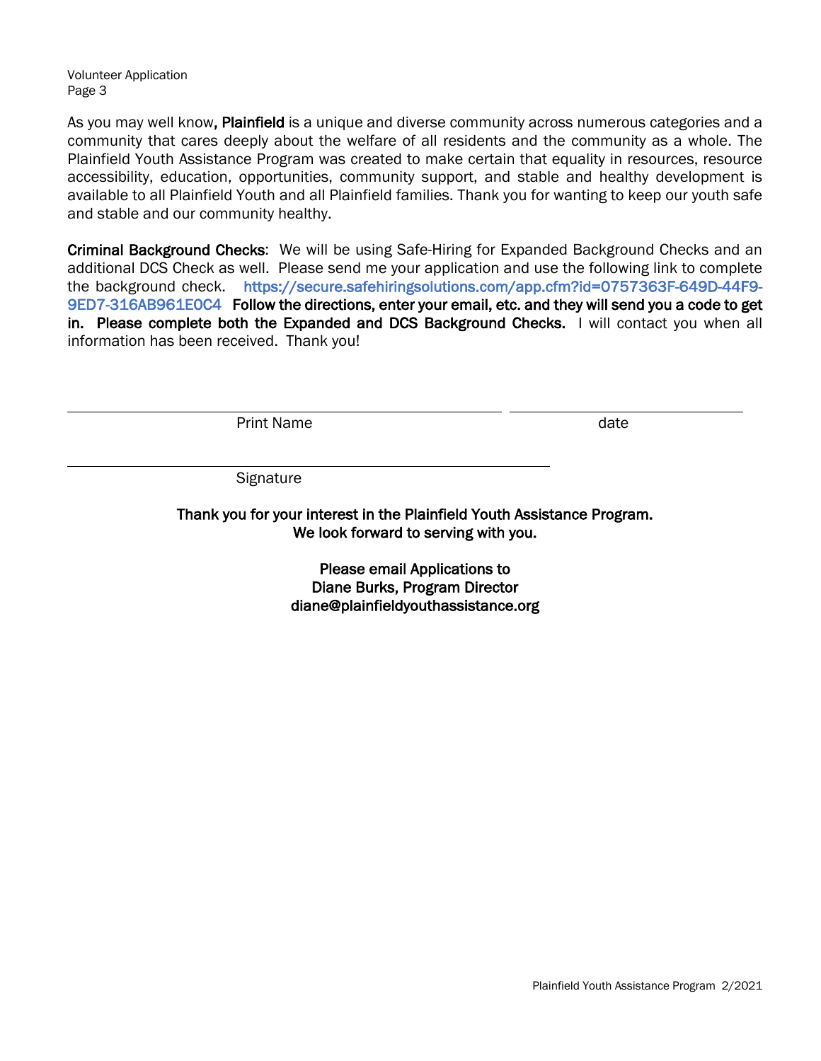As you may well know, **Plainfield** is a unique and diverse community across numerous categories and a community that cares deeply about the welfare of all residents and the community as a whole. The Plainfield Youth Assistance Program was created to make certain that equality in resources, resource accessibility, education, opportunities, community support, and stable and healthy development is available to all Plainfield Youth and all Plainfield families. Thank you for wanting to keep our youth safe and stable and our community healthy.

**Criminal Background Checks**: We will be using Safe-Hiring for Expanded Background Checks and an additional DCS Check as well. Please send me your application and use the following link to complete the background check. https://secure.safehiringsolutions.com/app.cfm?id=0757363F-649D-44F9-9ED7-316AB961E0C4 **Follow the directions, enter your email, etc. and they will send you a code to get in. Please complete both the Expanded and DCS Background Checks.** I will contact you when all information has been received. Thank you!

\_\_\_\_\_\_\_\_\_\_\_\_\_\_\_\_\_\_\_\_\_\_\_\_\_\_\_\_\_\_\_\_\_\_\_\_\_\_\_\_ \_\_\_\_\_\_\_\_\_\_\_\_\_\_\_\_\_\_\_\_\_\_
Print Name date

\_\_\_\_\_\_\_\_\_\_\_\_\_\_\_\_\_\_\_\_\_\_\_\_\_\_\_\_\_\_\_\_\_\_\_\_\_\_\_\_\_\_\_\_
Signature

**Thank you for your interest in the Plainfield Youth Assistance Program.**
**We look forward to serving with you.**

**Please email Applications to**
**Diane Burks, Program Director**
**diane@plainfieldyouthassistance.org**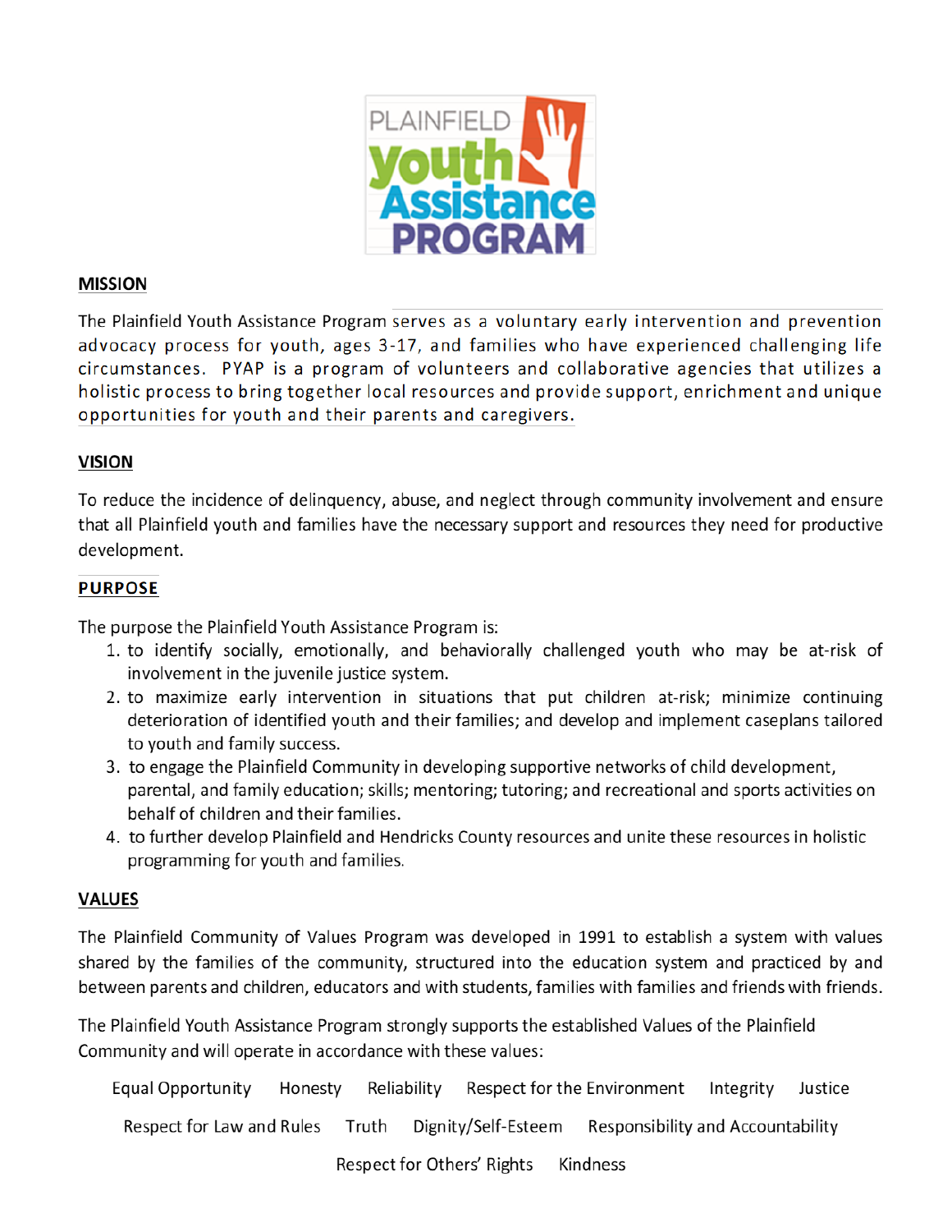PLAINFIELD youth Assistance PROGRAM

## MISSION

The Plainfield Youth Assistance Program serves as a voluntary early intervention and prevention advocacy process for youth, ages 3-17, and families who have experienced challenging life circumstances. PYAP is a program of volunteers and collaborative agencies that utilizes a holistic process to bring together local resources and provide support, enrichment and unique opportunities for youth and their parents and caregivers.

## VISION

To reduce the incidence of delinquency, abuse, and neglect through community involvement and ensure that all Plainfield youth and families have the necessary support and resources they need for productive development.

## PURPOSE

The purpose the Plainfield Youth Assistance Program is:

1. to identify socially, emotionally, and behaviorally challenged youth who may be at-risk of involvement in the juvenile justice system.
2. to maximize early intervention in situations that put children at-risk; minimize continuing deterioration of identified youth and their families; and develop and implement caseplans tailored to youth and family success.
3. to engage the Plainfield Community in developing supportive networks of child development, parental, and family education; skills; mentoring; tutoring; and recreational and sports activities on behalf of children and their families.
4. to further develop Plainfield and Hendricks County resources and unite these resources in holistic programming for youth and families.

## VALUES

The Plainfield Community of Values Program was developed in 1991 to establish a system with values shared by the families of the community, structured into the education system and practiced by and between parents and children, educators and with students, families with families and friends with friends.

The Plainfield Youth Assistance Program strongly supports the established Values of the Plainfield Community and will operate in accordance with these values:

Equal Opportunity   Honesty   Reliability   Respect for the Environment   Integrity   Justice

Respect for Law and Rules   Truth   Dignity/Self-Esteem   Responsibility and Accountability

Respect for Others' Rights   Kindness